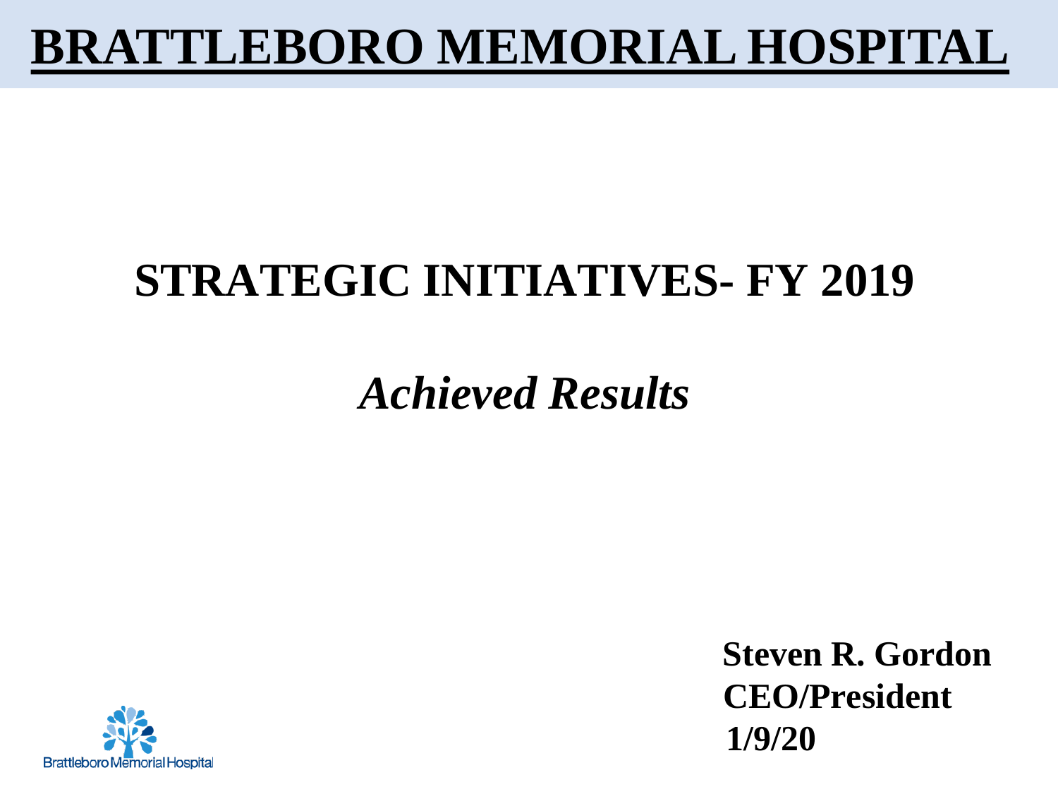# BRATTLEBORO MEMORIAL HOSPITAL

## STRATEGIC INITIATIVES- FY 2019

## *Achieved Results*

**Steven R. Gordon**
**CEO/President**
**1/9/20**

Brattleboro Memorial Hospital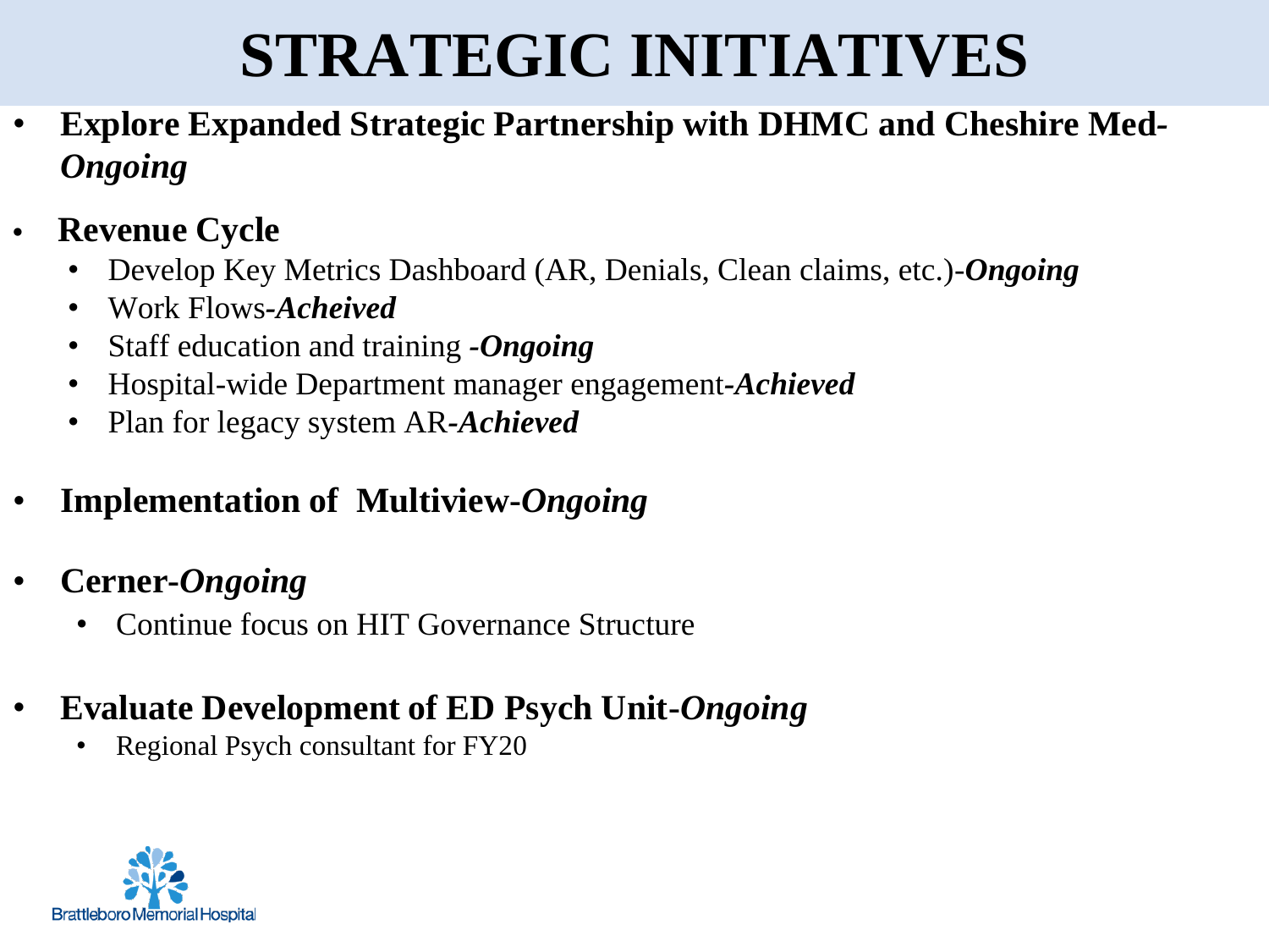# STRATEGIC INITIATIVES

- **Explore Expanded Strategic Partnership with DHMC and Cheshire Med-*Ongoing***
- **Revenue Cycle**
  - Develop Key Metrics Dashboard (AR, Denials, Clean claims, etc.)-***Ongoing***
  - Work Flows-***Acheived***
  - Staff education and training ***-Ongoing***
  - Hospital-wide Department manager engagement-***Achieved***
  - Plan for legacy system AR-***Achieved***
- **Implementation of Multiview-*Ongoing***
- **Cerner-*Ongoing***
  - Continue focus on HIT Governance Structure
- **Evaluate Development of ED Psych Unit-*Ongoing***
  - Regional Psych consultant for FY20

Brattleboro Memorial Hospital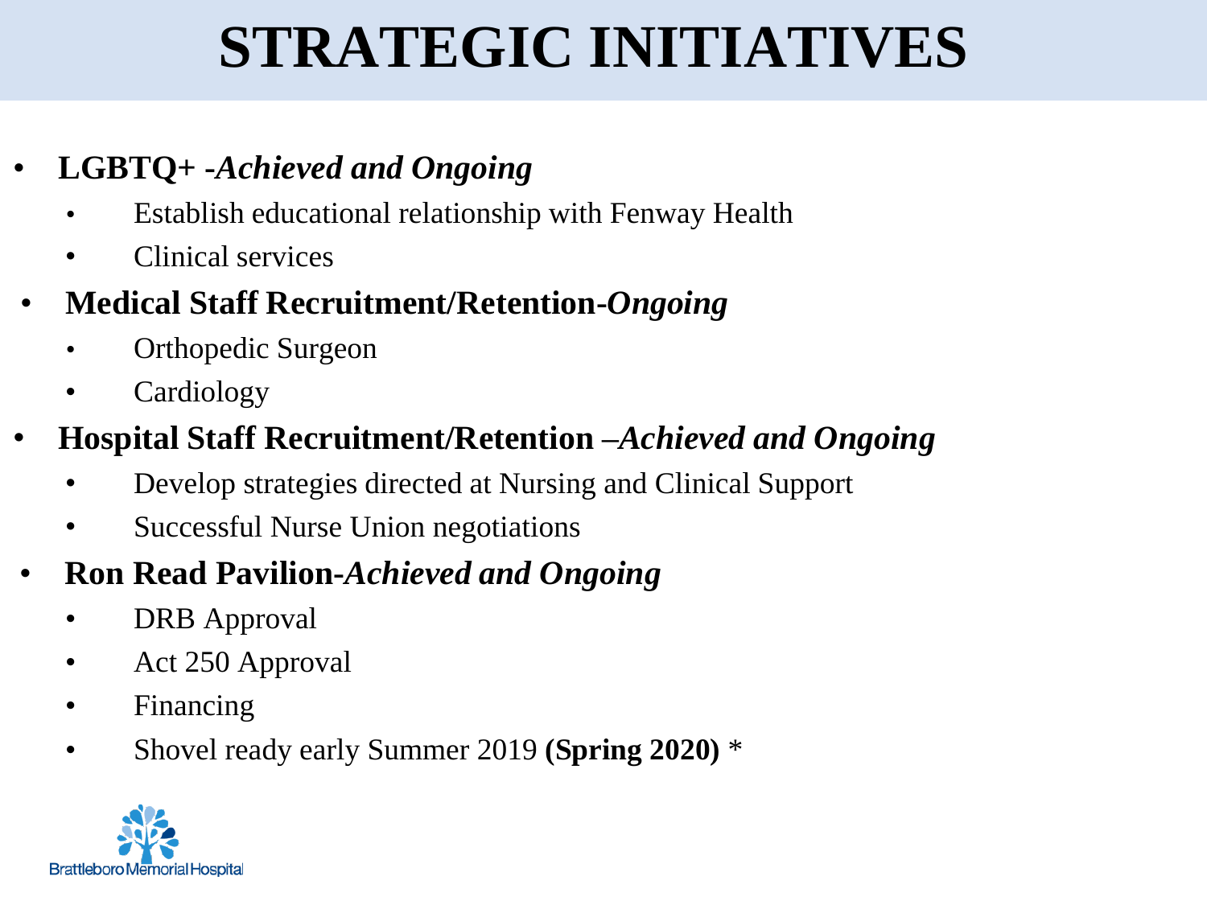# STRATEGIC INITIATIVES

- **LGBTQ+ -*Achieved and Ongoing***
  - Establish educational relationship with Fenway Health
  - Clinical services
- **Medical Staff Recruitment/Retention-*Ongoing***
  - Orthopedic Surgeon
  - Cardiology
- **Hospital Staff Recruitment/Retention –*Achieved and Ongoing***
  - Develop strategies directed at Nursing and Clinical Support
  - Successful Nurse Union negotiations
- **Ron Read Pavilion-*Achieved and Ongoing***
  - DRB Approval
  - Act 250 Approval
  - Financing
  - Shovel ready early Summer 2019 **(Spring 2020)** *

Brattleboro Memorial Hospital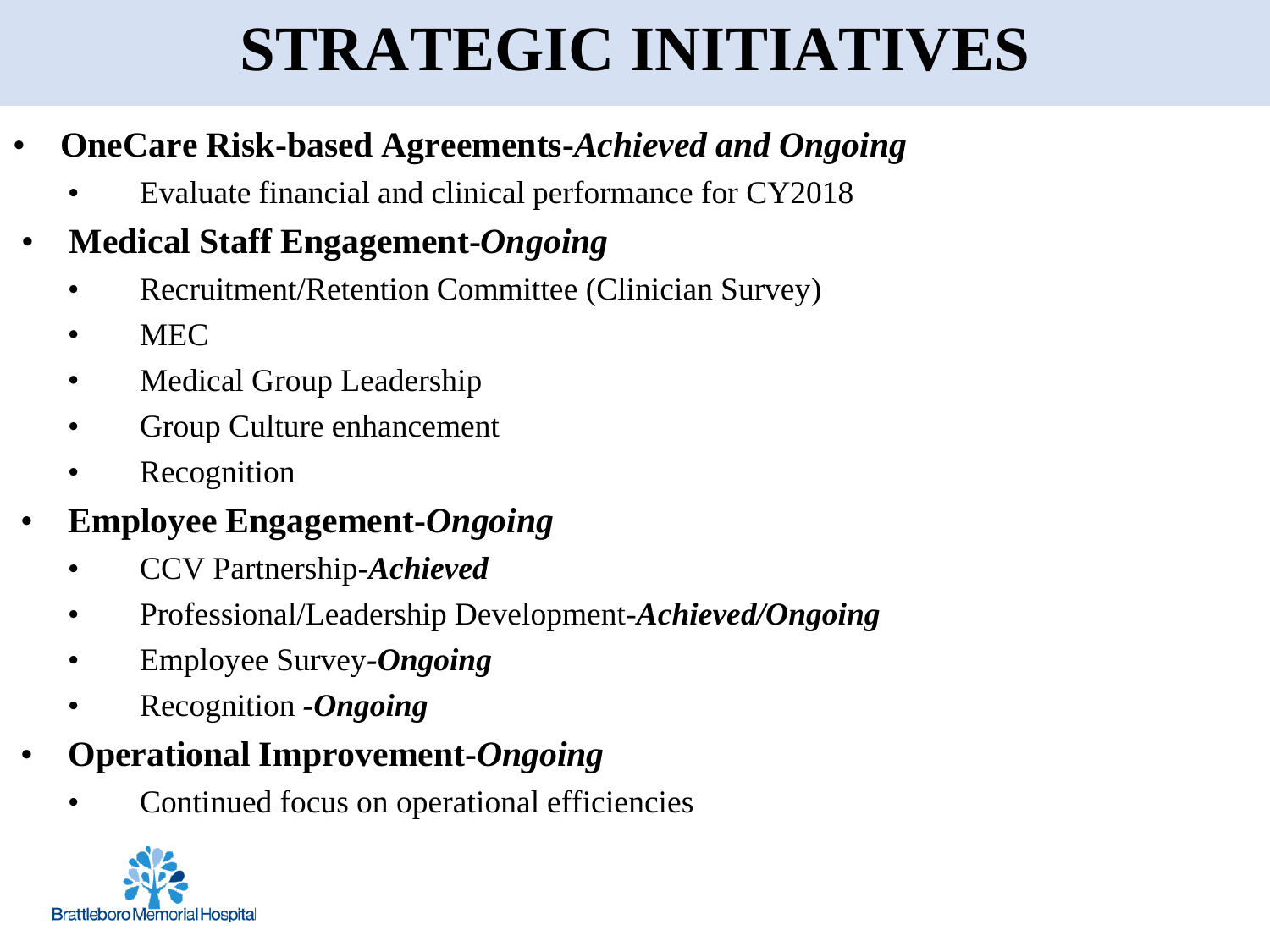# STRATEGIC INITIATIVES

- **OneCare Risk-based Agreements-*Achieved and Ongoing***
  - Evaluate financial and clinical performance for CY2018
- **Medical Staff Engagement-*Ongoing***
  - Recruitment/Retention Committee (Clinician Survey)
  - MEC
  - Medical Group Leadership
  - Group Culture enhancement
  - Recognition
- **Employee Engagement-*Ongoing***
  - CCV Partnership-***Achieved***
  - Professional/Leadership Development-***Achieved/Ongoing***
  - Employee Survey-***Ongoing***
  - Recognition ***-Ongoing***
- **Operational Improvement-*Ongoing***
  - Continued focus on operational efficiencies

Brattleboro Memorial Hospital